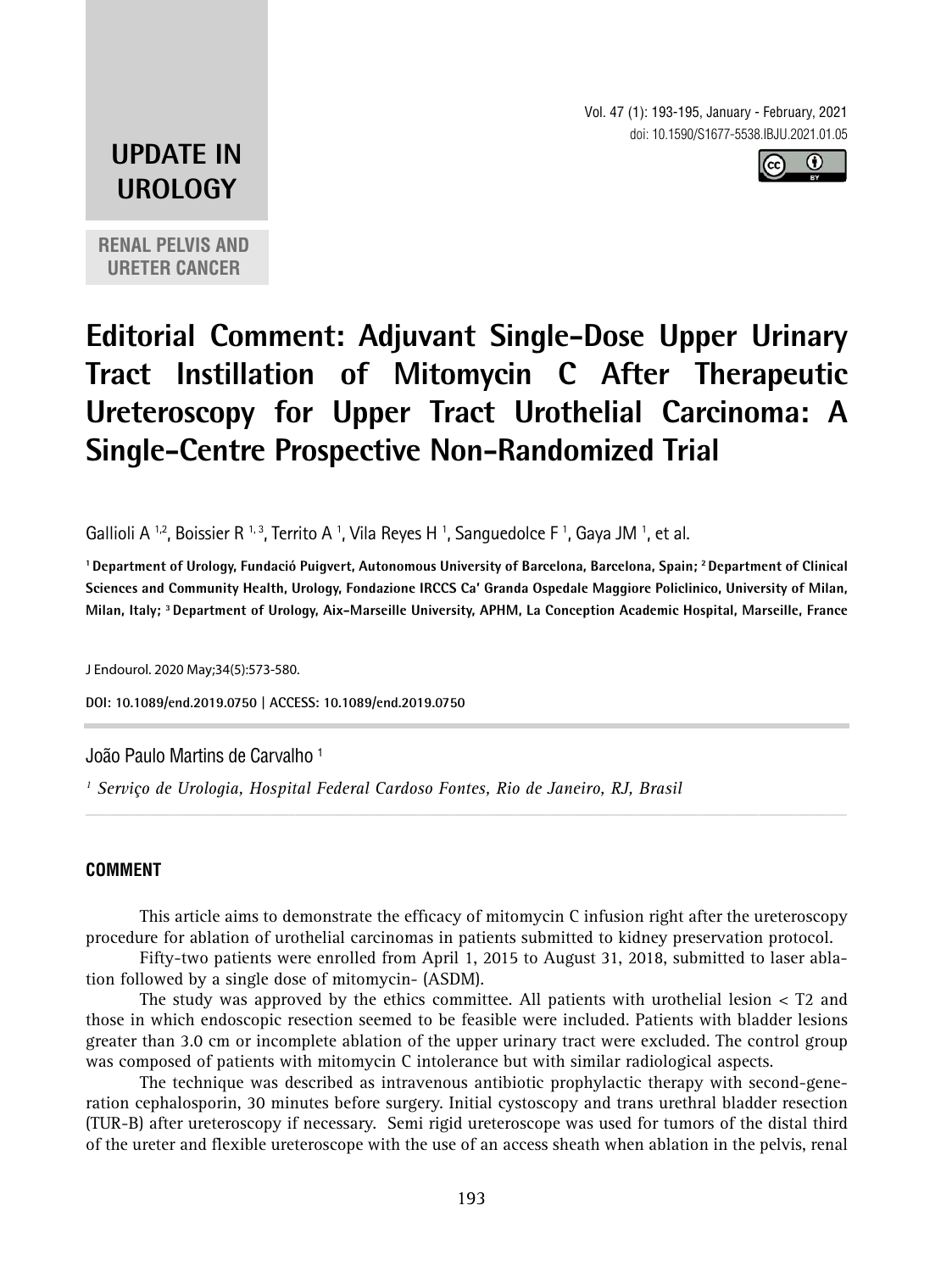**UPDATE IN UROLOGY**

**RENAL PELVIS AND URETER CANCER**

# Editorial Comment: Adjuvant Single-Dose Upper Urinary Tract Instillation of Mitomycin C After Therapeutic Ureteroscopy for Upper Tract Urothelial Carcinoma: A Single-Centre Prospective Non-Randomized Trial

Gallioli A [1,2], Boissier R [1,3], Territo A [1], Vila Reyes H [1], Sanguedolce F [1], Gaya JM [1], et al.

**[1] Department of Urology, Fundació Puigvert, Autonomous University of Barcelona, Barcelona, Spain; [2] Department of Clinical Sciences and Community Health, Urology, Fondazione IRCCS Ca' Granda Ospedale Maggiore Policlinico, University of Milan, Milan, Italy; [3] Department of Urology, Aix-Marseille University, APHM, La Conception Academic Hospital, Marseille, France**

J Endourol. 2020 May;34(5):573-580.

**DOI: 10.1089/end.2019.0750 | ACCESS: 10.1089/end.2019.0750**

João Paulo Martins de Carvalho [1]

*[1] Serviço de Urologia, Hospital Federal Cardoso Fontes, Rio de Janeiro, RJ, Brasil*

## COMMENT

This article aims to demonstrate the efficacy of mitomycin C infusion right after the ureteroscopy procedure for ablation of urothelial carcinomas in patients submitted to kidney preservation protocol.

Fifty-two patients were enrolled from April 1, 2015 to August 31, 2018, submitted to laser ablation followed by a single dose of mitomycin- (ASDM).

The study was approved by the ethics committee. All patients with urothelial lesion < T2 and those in which endoscopic resection seemed to be feasible were included. Patients with bladder lesions greater than 3.0 cm or incomplete ablation of the upper urinary tract were excluded. The control group was composed of patients with mitomycin C intolerance but with similar radiological aspects.

The technique was described as intravenous antibiotic prophylactic therapy with second-generation cephalosporin, 30 minutes before surgery. Initial cystoscopy and trans urethral bladder resection (TUR-B) after ureteroscopy if necessary. Semi rigid ureteroscope was used for tumors of the distal third of the ureter and flexible ureteroscope with the use of an access sheath when ablation in the pelvis, renal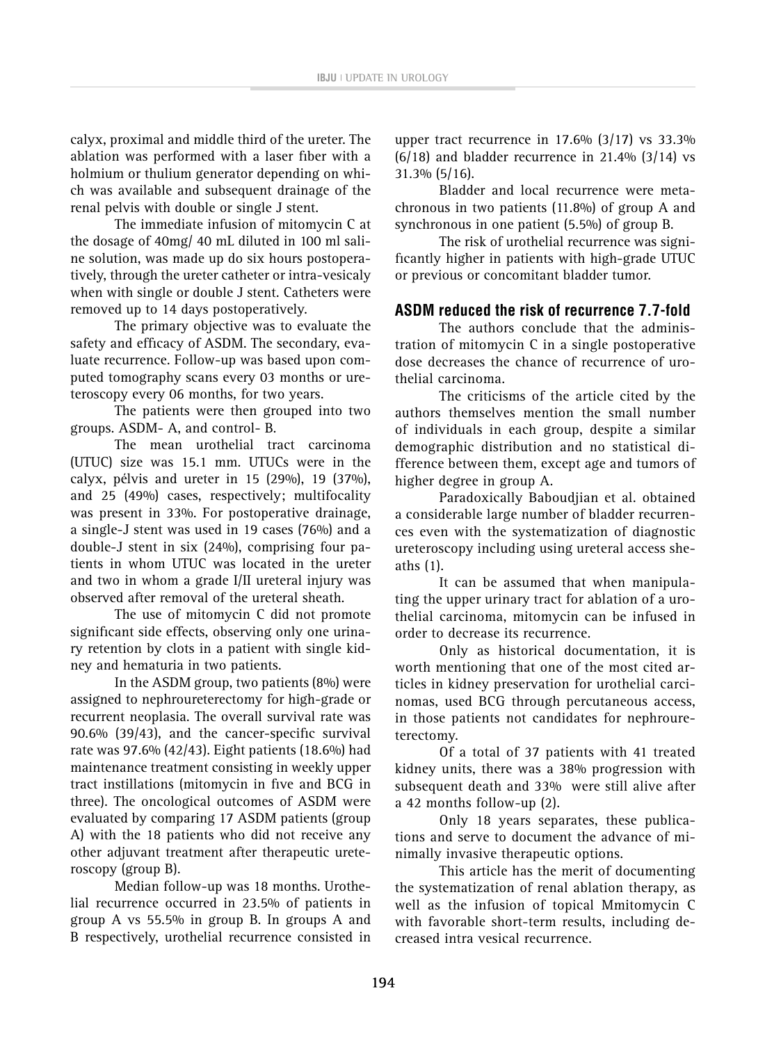calyx, proximal and middle third of the ureter. The ablation was performed with a laser fiber with a holmium or thulium generator depending on which was available and subsequent drainage of the renal pelvis with double or single J stent.

The immediate infusion of mitomycin C at the dosage of 40mg/ 40 mL diluted in 100 ml saline solution, was made up do six hours postoperatively, through the ureter catheter or intra-vesicaly when with single or double J stent. Catheters were removed up to 14 days postoperatively.

The primary objective was to evaluate the safety and efficacy of ASDM. The secondary, evaluate recurrence. Follow-up was based upon computed tomography scans every 03 months or ureteroscopy every 06 months, for two years.

The patients were then grouped into two groups. ASDM- A, and control- B.

The mean urothelial tract carcinoma (UTUC) size was 15.1 mm. UTUCs were in the calyx, pélvis and ureter in 15 (29%), 19 (37%), and 25 (49%) cases, respectively; multifocality was present in 33%. For postoperative drainage, a single-J stent was used in 19 cases (76%) and a double-J stent in six (24%), comprising four patients in whom UTUC was located in the ureter and two in whom a grade I/II ureteral injury was observed after removal of the ureteral sheath.

The use of mitomycin C did not promote significant side effects, observing only one urinary retention by clots in a patient with single kidney and hematuria in two patients.

In the ASDM group, two patients (8%) were assigned to nephroureterectomy for high-grade or recurrent neoplasia. The overall survival rate was 90.6% (39/43), and the cancer-specific survival rate was 97.6% (42/43). Eight patients (18.6%) had maintenance treatment consisting in weekly upper tract instillations (mitomycin in five and BCG in three). The oncological outcomes of ASDM were evaluated by comparing 17 ASDM patients (group A) with the 18 patients who did not receive any other adjuvant treatment after therapeutic ureteroscopy (group B).

Median follow-up was 18 months. Urothelial recurrence occurred in 23.5% of patients in group A vs 55.5% in group B. In groups A and B respectively, urothelial recurrence consisted in upper tract recurrence in 17.6% (3/17) vs 33.3% (6/18) and bladder recurrence in 21.4% (3/14) vs 31.3% (5/16).

Bladder and local recurrence were metachronous in two patients (11.8%) of group A and synchronous in one patient (5.5%) of group B.

The risk of urothelial recurrence was significantly higher in patients with high-grade UTUC or previous or concomitant bladder tumor.

## ASDM reduced the risk of recurrence 7.7-fold

The authors conclude that the administration of mitomycin C in a single postoperative dose decreases the chance of recurrence of urothelial carcinoma.

The criticisms of the article cited by the authors themselves mention the small number of individuals in each group, despite a similar demographic distribution and no statistical difference between them, except age and tumors of higher degree in group A.

Paradoxically Baboudjian et al. obtained a considerable large number of bladder recurrences even with the systematization of diagnostic ureteroscopy including using ureteral access sheaths (1).

It can be assumed that when manipulating the upper urinary tract for ablation of a urothelial carcinoma, mitomycin can be infused in order to decrease its recurrence.

Only as historical documentation, it is worth mentioning that one of the most cited articles in kidney preservation for urothelial carcinomas, used BCG through percutaneous access, in those patients not candidates for nephroureterectomy.

Of a total of 37 patients with 41 treated kidney units, there was a 38% progression with subsequent death and 33% were still alive after a 42 months follow-up (2).

Only 18 years separates, these publications and serve to document the advance of minimally invasive therapeutic options.

This article has the merit of documenting the systematization of renal ablation therapy, as well as the infusion of topical Mmitomycin C with favorable short-term results, including decreased intra vesical recurrence.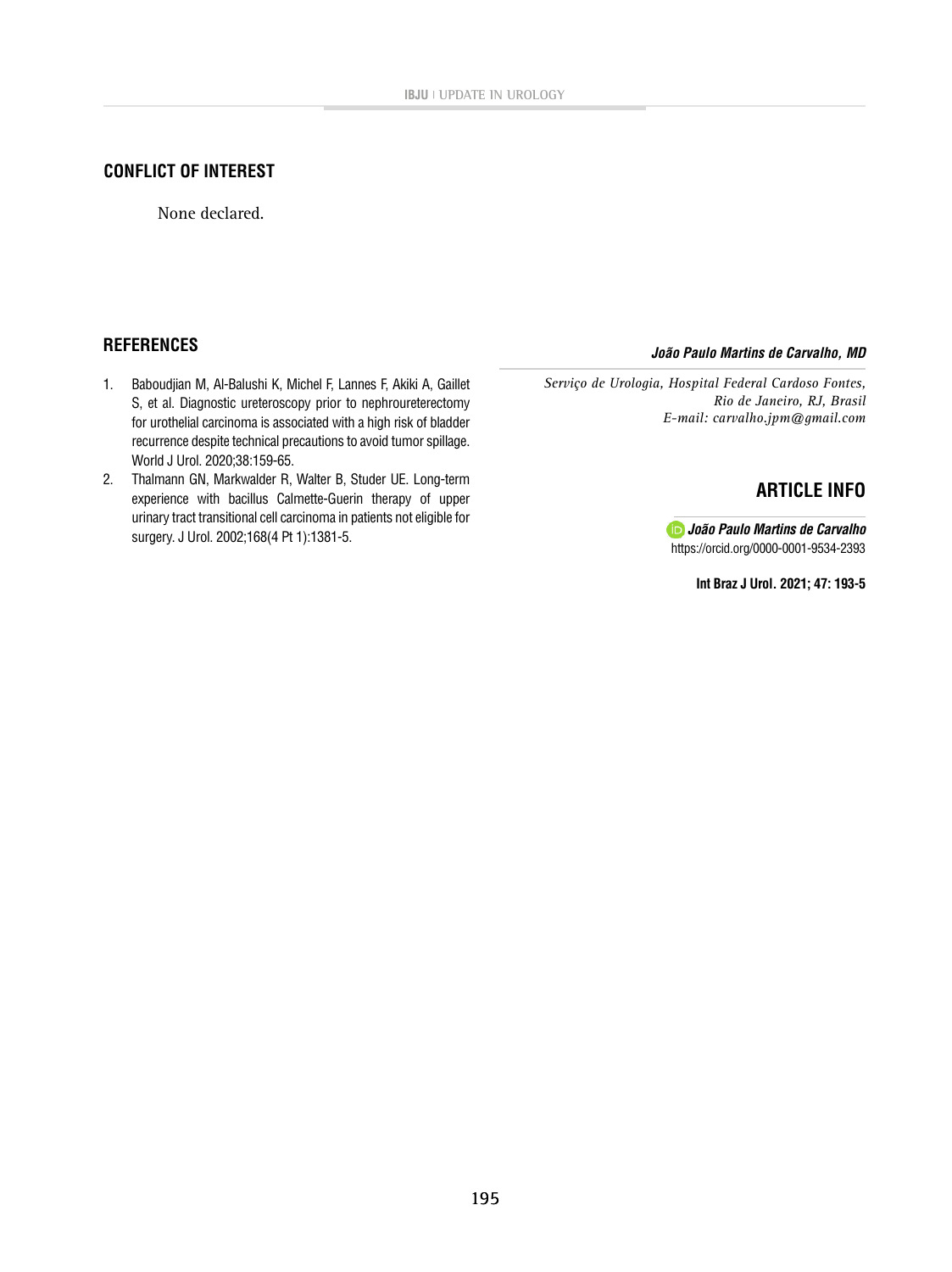## CONFLICT OF INTEREST

None declared.

## REFERENCES

1. Baboudjian M, Al-Balushi K, Michel F, Lannes F, Akiki A, Gaillet S, et al. Diagnostic ureteroscopy prior to nephroureterectomy for urothelial carcinoma is associated with a high risk of bladder recurrence despite technical precautions to avoid tumor spillage. World J Urol. 2020;38:159-65.
2. Thalmann GN, Markwalder R, Walter B, Studer UE. Long-term experience with bacillus Calmette-Guerin therapy of upper urinary tract transitional cell carcinoma in patients not eligible for surgery. J Urol. 2002;168(4 Pt 1):1381-5.

***João Paulo Martins de Carvalho, MD***

*Serviço de Urologia, Hospital Federal Cardoso Fontes,*
*Rio de Janeiro, RJ, Brasil*
*E-mail: carvalho.jpm@gmail.com*

## ARTICLE INFO

***João Paulo Martins de Carvalho***
https://orcid.org/0000-0001-9534-2393

**Int Braz J Urol. 2021; 47: 193-5**